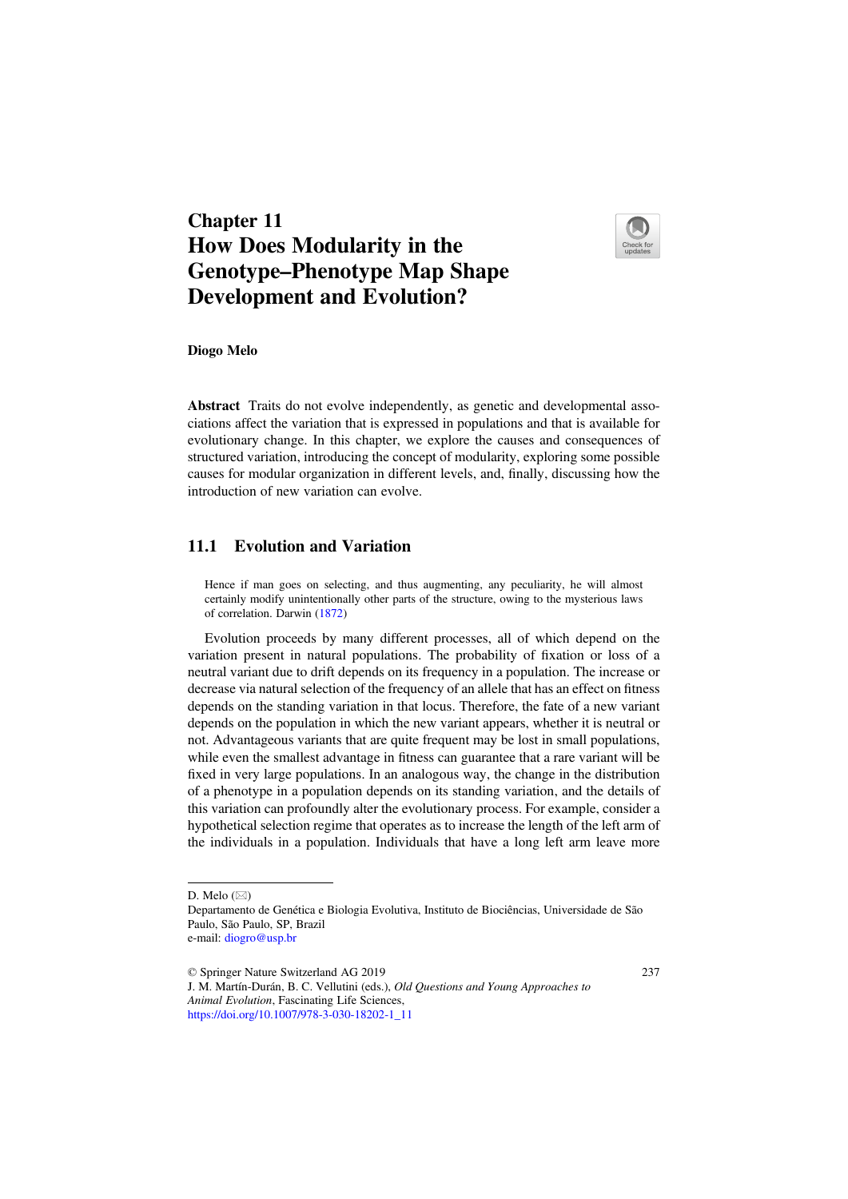# Chapter 11
# How Does Modularity in the Genotype–Phenotype Map Shape Development and Evolution?

**Diogo Melo**

**Abstract** Traits do not evolve independently, as genetic and developmental associations affect the variation that is expressed in populations and that is available for evolutionary change. In this chapter, we explore the causes and consequences of structured variation, introducing the concept of modularity, exploring some possible causes for modular organization in different levels, and, finally, discussing how the introduction of new variation can evolve.

## 11.1 Evolution and Variation

> Hence if man goes on selecting, and thus augmenting, any peculiarity, he will almost certainly modify unintentionally other parts of the structure, owing to the mysterious laws of correlation. Darwin (1872)

Evolution proceeds by many different processes, all of which depend on the variation present in natural populations. The probability of fixation or loss of a neutral variant due to drift depends on its frequency in a population. The increase or decrease via natural selection of the frequency of an allele that has an effect on fitness depends on the standing variation in that locus. Therefore, the fate of a new variant depends on the population in which the new variant appears, whether it is neutral or not. Advantageous variants that are quite frequent may be lost in small populations, while even the smallest advantage in fitness can guarantee that a rare variant will be fixed in very large populations. In an analogous way, the change in the distribution of a phenotype in a population depends on its standing variation, and the details of this variation can profoundly alter the evolutionary process. For example, consider a hypothetical selection regime that operates as to increase the length of the left arm of the individuals in a population. Individuals that have a long left arm leave more

---

D. Melo (✉)
Departamento de Genética e Biologia Evolutiva, Instituto de Biociências, Universidade de São Paulo, São Paulo, SP, Brazil
e-mail: diogro@usp.br

© Springer Nature Switzerland AG 2019
J. M. Martín-Durán, B. C. Vellutini (eds.), *Old Questions and Young Approaches to Animal Evolution*, Fascinating Life Sciences,
https://doi.org/10.1007/978-3-030-18202-1_11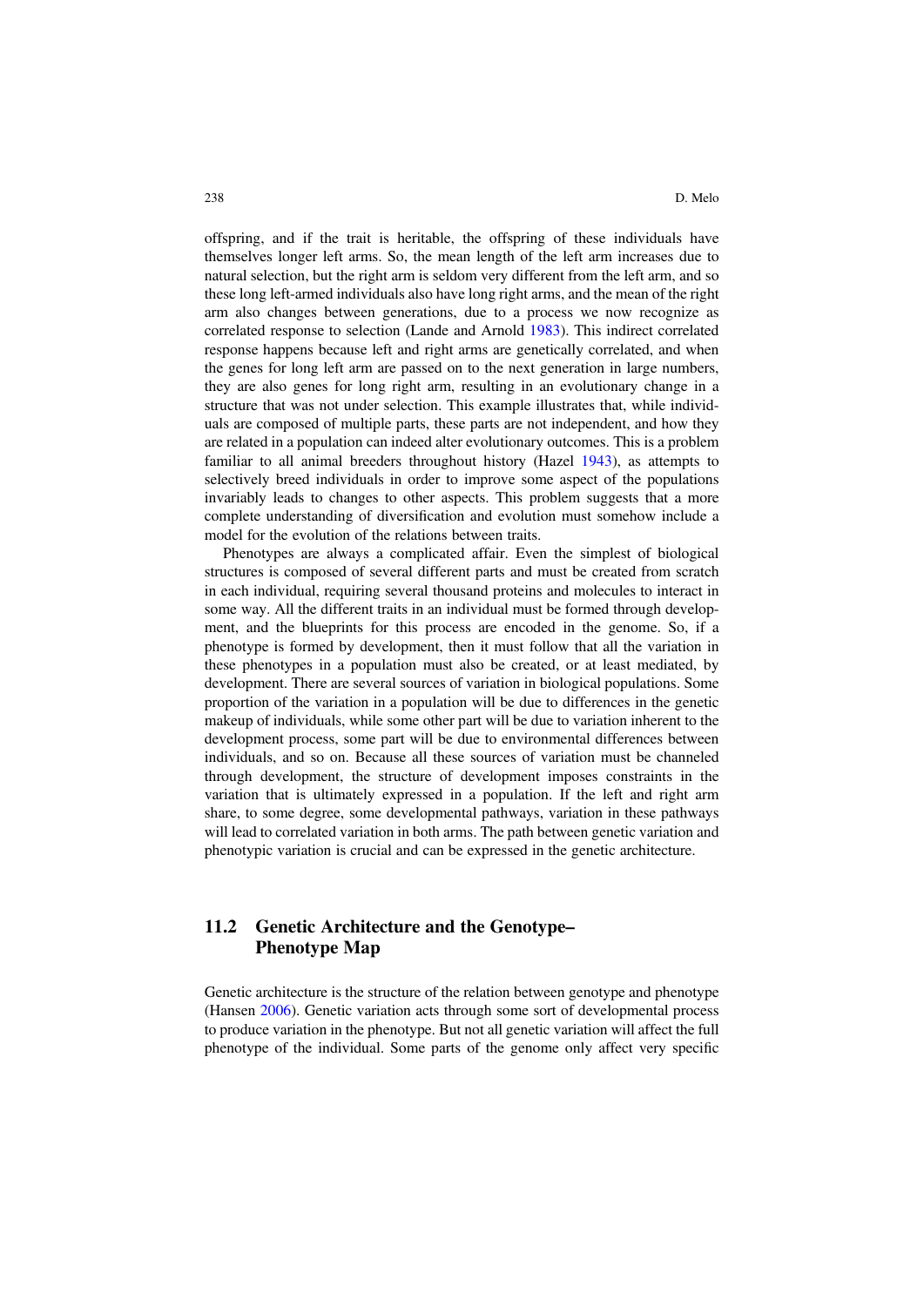offspring, and if the trait is heritable, the offspring of these individuals have themselves longer left arms. So, the mean length of the left arm increases due to natural selection, but the right arm is seldom very different from the left arm, and so these long left-armed individuals also have long right arms, and the mean of the right arm also changes between generations, due to a process we now recognize as correlated response to selection (Lande and Arnold 1983). This indirect correlated response happens because left and right arms are genetically correlated, and when the genes for long left arm are passed on to the next generation in large numbers, they are also genes for long right arm, resulting in an evolutionary change in a structure that was not under selection. This example illustrates that, while individuals are composed of multiple parts, these parts are not independent, and how they are related in a population can indeed alter evolutionary outcomes. This is a problem familiar to all animal breeders throughout history (Hazel 1943), as attempts to selectively breed individuals in order to improve some aspect of the populations invariably leads to changes to other aspects. This problem suggests that a more complete understanding of diversification and evolution must somehow include a model for the evolution of the relations between traits.

Phenotypes are always a complicated affair. Even the simplest of biological structures is composed of several different parts and must be created from scratch in each individual, requiring several thousand proteins and molecules to interact in some way. All the different traits in an individual must be formed through development, and the blueprints for this process are encoded in the genome. So, if a phenotype is formed by development, then it must follow that all the variation in these phenotypes in a population must also be created, or at least mediated, by development. There are several sources of variation in biological populations. Some proportion of the variation in a population will be due to differences in the genetic makeup of individuals, while some other part will be due to variation inherent to the development process, some part will be due to environmental differences between individuals, and so on. Because all these sources of variation must be channeled through development, the structure of development imposes constraints in the variation that is ultimately expressed in a population. If the left and right arm share, to some degree, some developmental pathways, variation in these pathways will lead to correlated variation in both arms. The path between genetic variation and phenotypic variation is crucial and can be expressed in the genetic architecture.

## 11.2 Genetic Architecture and the Genotype–Phenotype Map

Genetic architecture is the structure of the relation between genotype and phenotype (Hansen 2006). Genetic variation acts through some sort of developmental process to produce variation in the phenotype. But not all genetic variation will affect the full phenotype of the individual. Some parts of the genome only affect very specific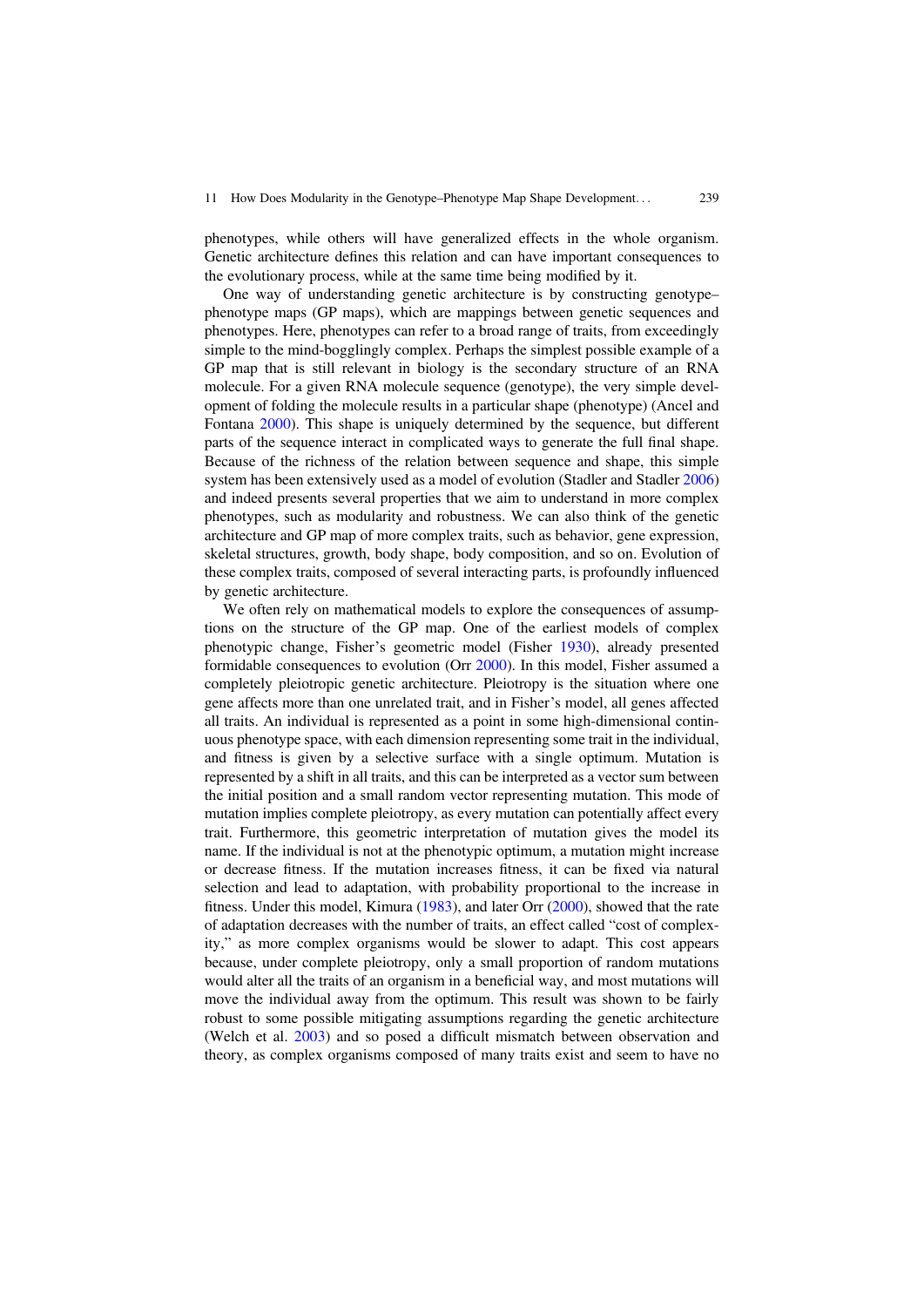phenotypes, while others will have generalized effects in the whole organism. Genetic architecture defines this relation and can have important consequences to the evolutionary process, while at the same time being modified by it.

One way of understanding genetic architecture is by constructing genotype–phenotype maps (GP maps), which are mappings between genetic sequences and phenotypes. Here, phenotypes can refer to a broad range of traits, from exceedingly simple to the mind-bogglingly complex. Perhaps the simplest possible example of a GP map that is still relevant in biology is the secondary structure of an RNA molecule. For a given RNA molecule sequence (genotype), the very simple development of folding the molecule results in a particular shape (phenotype) (Ancel and Fontana 2000). This shape is uniquely determined by the sequence, but different parts of the sequence interact in complicated ways to generate the full final shape. Because of the richness of the relation between sequence and shape, this simple system has been extensively used as a model of evolution (Stadler and Stadler 2006) and indeed presents several properties that we aim to understand in more complex phenotypes, such as modularity and robustness. We can also think of the genetic architecture and GP map of more complex traits, such as behavior, gene expression, skeletal structures, growth, body shape, body composition, and so on. Evolution of these complex traits, composed of several interacting parts, is profoundly influenced by genetic architecture.

We often rely on mathematical models to explore the consequences of assumptions on the structure of the GP map. One of the earliest models of complex phenotypic change, Fisher's geometric model (Fisher 1930), already presented formidable consequences to evolution (Orr 2000). In this model, Fisher assumed a completely pleiotropic genetic architecture. Pleiotropy is the situation where one gene affects more than one unrelated trait, and in Fisher's model, all genes affected all traits. An individual is represented as a point in some high-dimensional continuous phenotype space, with each dimension representing some trait in the individual, and fitness is given by a selective surface with a single optimum. Mutation is represented by a shift in all traits, and this can be interpreted as a vector sum between the initial position and a small random vector representing mutation. This mode of mutation implies complete pleiotropy, as every mutation can potentially affect every trait. Furthermore, this geometric interpretation of mutation gives the model its name. If the individual is not at the phenotypic optimum, a mutation might increase or decrease fitness. If the mutation increases fitness, it can be fixed via natural selection and lead to adaptation, with probability proportional to the increase in fitness. Under this model, Kimura (1983), and later Orr (2000), showed that the rate of adaptation decreases with the number of traits, an effect called "cost of complexity," as more complex organisms would be slower to adapt. This cost appears because, under complete pleiotropy, only a small proportion of random mutations would alter all the traits of an organism in a beneficial way, and most mutations will move the individual away from the optimum. This result was shown to be fairly robust to some possible mitigating assumptions regarding the genetic architecture (Welch et al. 2003) and so posed a difficult mismatch between observation and theory, as complex organisms composed of many traits exist and seem to have no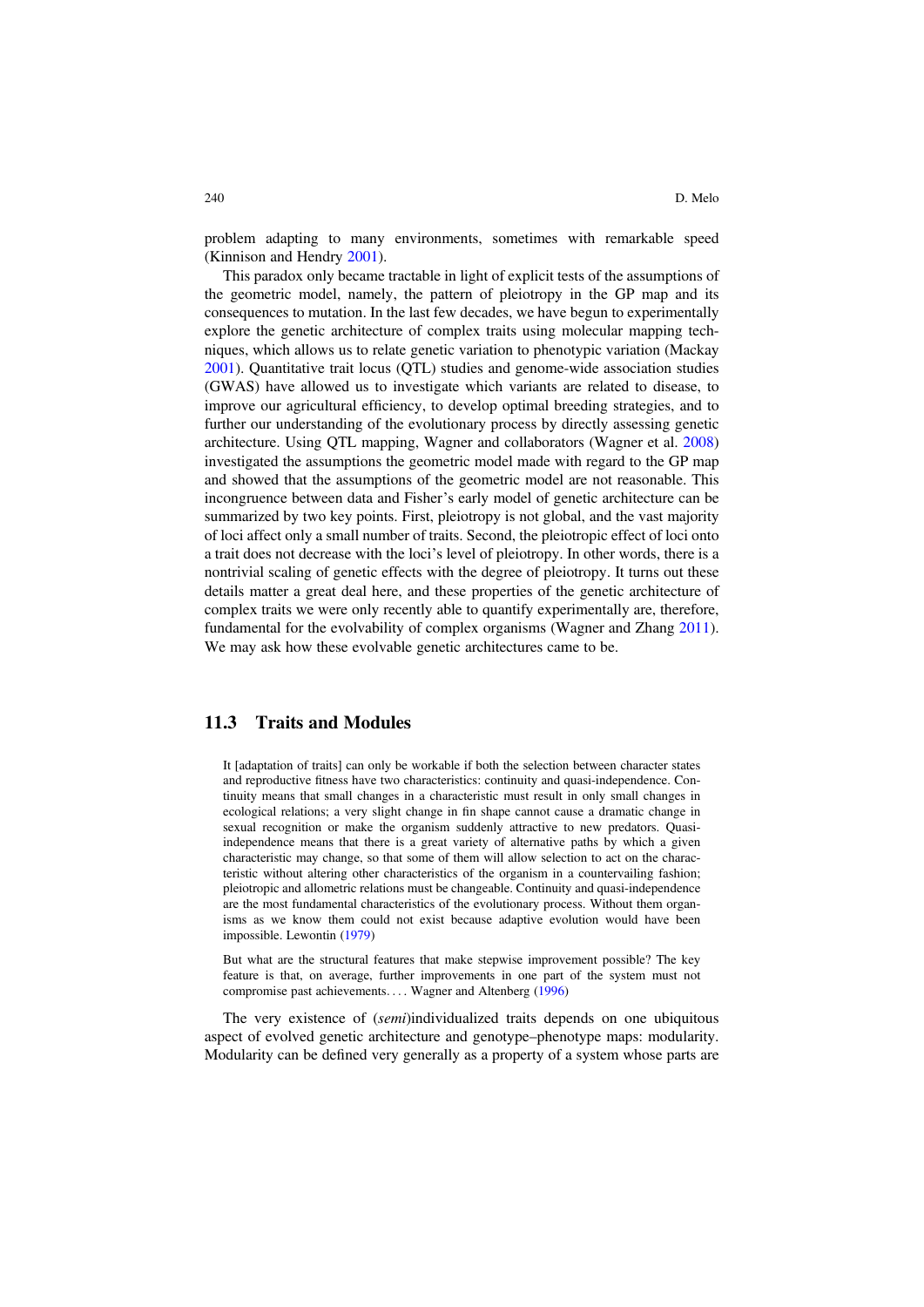problem adapting to many environments, sometimes with remarkable speed (Kinnison and Hendry 2001).

This paradox only became tractable in light of explicit tests of the assumptions of the geometric model, namely, the pattern of pleiotropy in the GP map and its consequences to mutation. In the last few decades, we have begun to experimentally explore the genetic architecture of complex traits using molecular mapping techniques, which allows us to relate genetic variation to phenotypic variation (Mackay 2001). Quantitative trait locus (QTL) studies and genome-wide association studies (GWAS) have allowed us to investigate which variants are related to disease, to improve our agricultural efficiency, to develop optimal breeding strategies, and to further our understanding of the evolutionary process by directly assessing genetic architecture. Using QTL mapping, Wagner and collaborators (Wagner et al. 2008) investigated the assumptions the geometric model made with regard to the GP map and showed that the assumptions of the geometric model are not reasonable. This incongruence between data and Fisher's early model of genetic architecture can be summarized by two key points. First, pleiotropy is not global, and the vast majority of loci affect only a small number of traits. Second, the pleiotropic effect of loci onto a trait does not decrease with the loci's level of pleiotropy. In other words, there is a nontrivial scaling of genetic effects with the degree of pleiotropy. It turns out these details matter a great deal here, and these properties of the genetic architecture of complex traits we were only recently able to quantify experimentally are, therefore, fundamental for the evolvability of complex organisms (Wagner and Zhang 2011). We may ask how these evolvable genetic architectures came to be.

## 11.3 Traits and Modules

> It [adaptation of traits] can only be workable if both the selection between character states and reproductive fitness have two characteristics: continuity and quasi-independence. Continuity means that small changes in a characteristic must result in only small changes in ecological relations; a very slight change in fin shape cannot cause a dramatic change in sexual recognition or make the organism suddenly attractive to new predators. Quasi-independence means that there is a great variety of alternative paths by which a given characteristic may change, so that some of them will allow selection to act on the characteristic without altering other characteristics of the organism in a countervailing fashion; pleiotropic and allometric relations must be changeable. Continuity and quasi-independence are the most fundamental characteristics of the evolutionary process. Without them organisms as we know them could not exist because adaptive evolution would have been impossible. Lewontin (1979)

> But what are the structural features that make stepwise improvement possible? The key feature is that, on average, further improvements in one part of the system must not compromise past achievements.... Wagner and Altenberg (1996)

The very existence of (*semi*)individualized traits depends on one ubiquitous aspect of evolved genetic architecture and genotype–phenotype maps: modularity. Modularity can be defined very generally as a property of a system whose parts are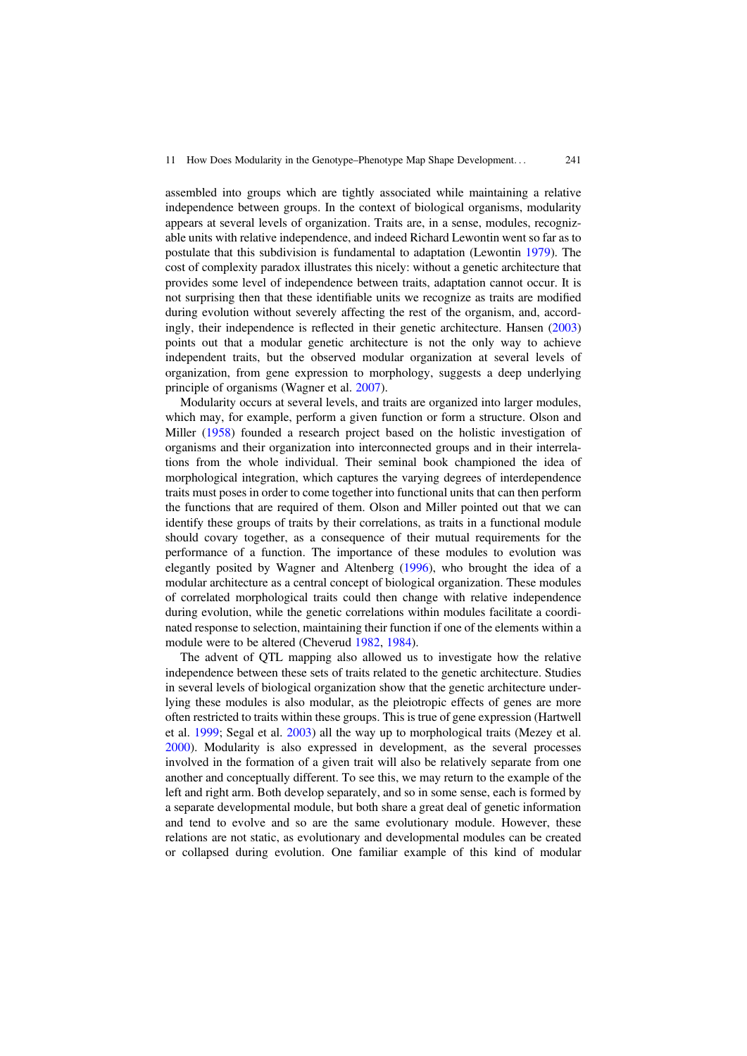assembled into groups which are tightly associated while maintaining a relative independence between groups. In the context of biological organisms, modularity appears at several levels of organization. Traits are, in a sense, modules, recognizable units with relative independence, and indeed Richard Lewontin went so far as to postulate that this subdivision is fundamental to adaptation (Lewontin 1979). The cost of complexity paradox illustrates this nicely: without a genetic architecture that provides some level of independence between traits, adaptation cannot occur. It is not surprising then that these identifiable units we recognize as traits are modified during evolution without severely affecting the rest of the organism, and, accordingly, their independence is reflected in their genetic architecture. Hansen (2003) points out that a modular genetic architecture is not the only way to achieve independent traits, but the observed modular organization at several levels of organization, from gene expression to morphology, suggests a deep underlying principle of organisms (Wagner et al. 2007).

Modularity occurs at several levels, and traits are organized into larger modules, which may, for example, perform a given function or form a structure. Olson and Miller (1958) founded a research project based on the holistic investigation of organisms and their organization into interconnected groups and in their interrelations from the whole individual. Their seminal book championed the idea of morphological integration, which captures the varying degrees of interdependence traits must poses in order to come together into functional units that can then perform the functions that are required of them. Olson and Miller pointed out that we can identify these groups of traits by their correlations, as traits in a functional module should covary together, as a consequence of their mutual requirements for the performance of a function. The importance of these modules to evolution was elegantly posited by Wagner and Altenberg (1996), who brought the idea of a modular architecture as a central concept of biological organization. These modules of correlated morphological traits could then change with relative independence during evolution, while the genetic correlations within modules facilitate a coordinated response to selection, maintaining their function if one of the elements within a module were to be altered (Cheverud 1982, 1984).

The advent of QTL mapping also allowed us to investigate how the relative independence between these sets of traits related to the genetic architecture. Studies in several levels of biological organization show that the genetic architecture underlying these modules is also modular, as the pleiotropic effects of genes are more often restricted to traits within these groups. This is true of gene expression (Hartwell et al. 1999; Segal et al. 2003) all the way up to morphological traits (Mezey et al. 2000). Modularity is also expressed in development, as the several processes involved in the formation of a given trait will also be relatively separate from one another and conceptually different. To see this, we may return to the example of the left and right arm. Both develop separately, and so in some sense, each is formed by a separate developmental module, but both share a great deal of genetic information and tend to evolve and so are the same evolutionary module. However, these relations are not static, as evolutionary and developmental modules can be created or collapsed during evolution. One familiar example of this kind of modular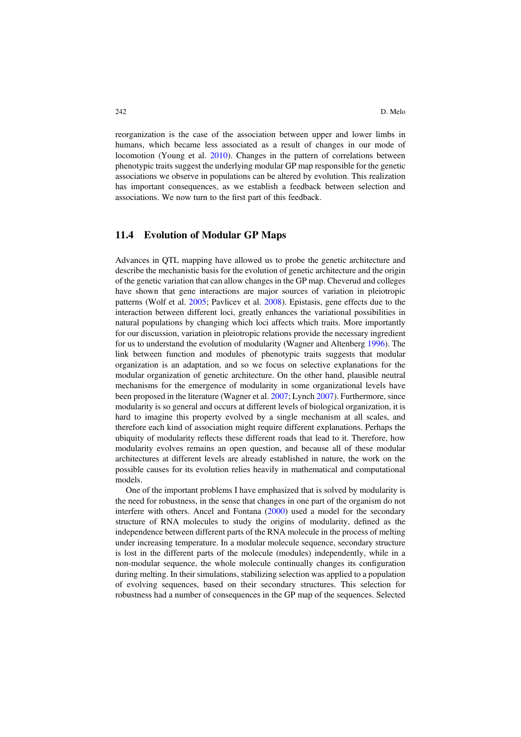reorganization is the case of the association between upper and lower limbs in humans, which became less associated as a result of changes in our mode of locomotion (Young et al. 2010). Changes in the pattern of correlations between phenotypic traits suggest the underlying modular GP map responsible for the genetic associations we observe in populations can be altered by evolution. This realization has important consequences, as we establish a feedback between selection and associations. We now turn to the first part of this feedback.

## 11.4 Evolution of Modular GP Maps

Advances in QTL mapping have allowed us to probe the genetic architecture and describe the mechanistic basis for the evolution of genetic architecture and the origin of the genetic variation that can allow changes in the GP map. Cheverud and colleges have shown that gene interactions are major sources of variation in pleiotropic patterns (Wolf et al. 2005; Pavlicev et al. 2008). Epistasis, gene effects due to the interaction between different loci, greatly enhances the variational possibilities in natural populations by changing which loci affects which traits. More importantly for our discussion, variation in pleiotropic relations provide the necessary ingredient for us to understand the evolution of modularity (Wagner and Altenberg 1996). The link between function and modules of phenotypic traits suggests that modular organization is an adaptation, and so we focus on selective explanations for the modular organization of genetic architecture. On the other hand, plausible neutral mechanisms for the emergence of modularity in some organizational levels have been proposed in the literature (Wagner et al. 2007; Lynch 2007). Furthermore, since modularity is so general and occurs at different levels of biological organization, it is hard to imagine this property evolved by a single mechanism at all scales, and therefore each kind of association might require different explanations. Perhaps the ubiquity of modularity reflects these different roads that lead to it. Therefore, how modularity evolves remains an open question, and because all of these modular architectures at different levels are already established in nature, the work on the possible causes for its evolution relies heavily in mathematical and computational models.

One of the important problems I have emphasized that is solved by modularity is the need for robustness, in the sense that changes in one part of the organism do not interfere with others. Ancel and Fontana (2000) used a model for the secondary structure of RNA molecules to study the origins of modularity, defined as the independence between different parts of the RNA molecule in the process of melting under increasing temperature. In a modular molecule sequence, secondary structure is lost in the different parts of the molecule (modules) independently, while in a non-modular sequence, the whole molecule continually changes its configuration during melting. In their simulations, stabilizing selection was applied to a population of evolving sequences, based on their secondary structures. This selection for robustness had a number of consequences in the GP map of the sequences. Selected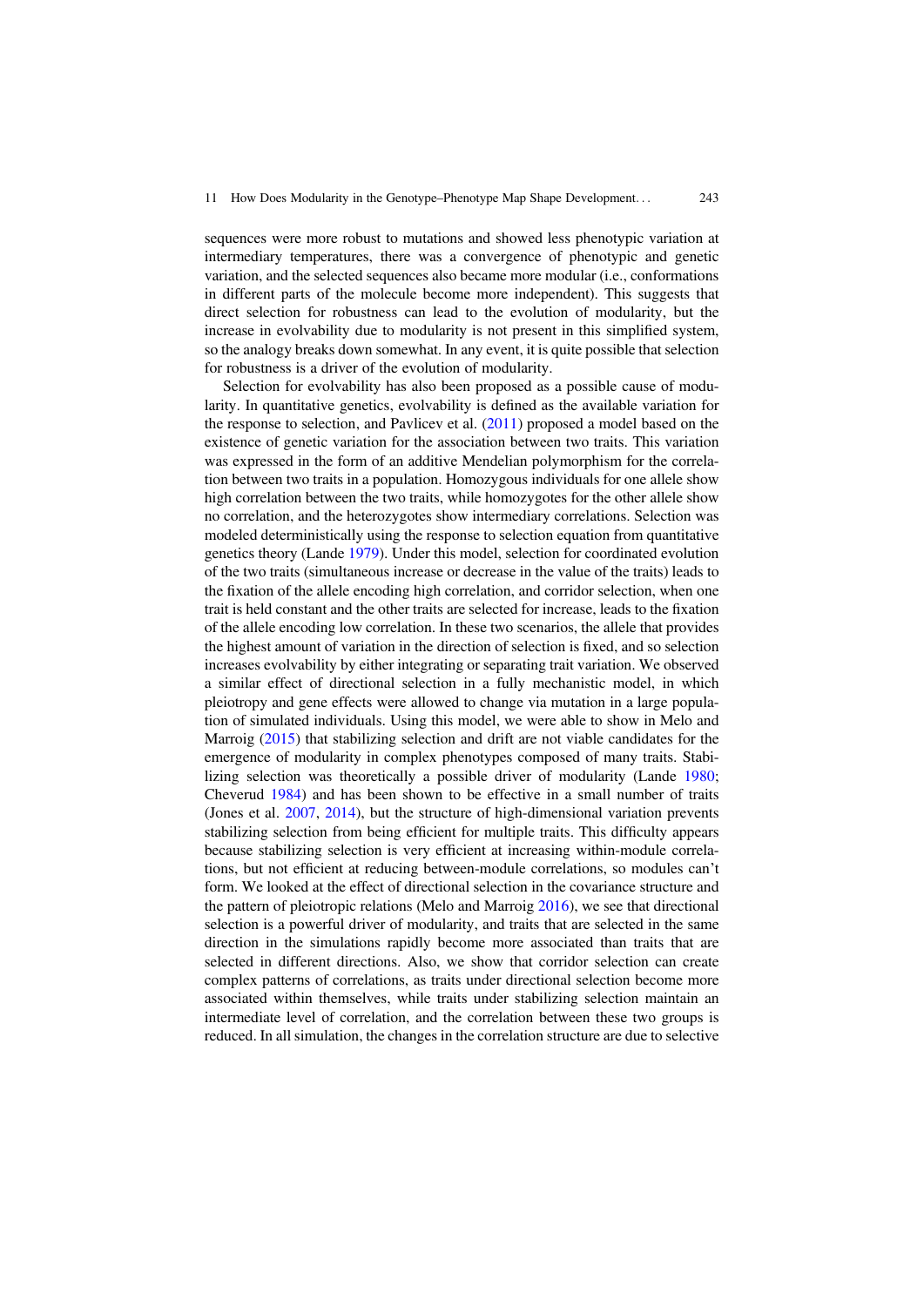sequences were more robust to mutations and showed less phenotypic variation at intermediary temperatures, there was a convergence of phenotypic and genetic variation, and the selected sequences also became more modular (i.e., conformations in different parts of the molecule become more independent). This suggests that direct selection for robustness can lead to the evolution of modularity, but the increase in evolvability due to modularity is not present in this simplified system, so the analogy breaks down somewhat. In any event, it is quite possible that selection for robustness is a driver of the evolution of modularity.

Selection for evolvability has also been proposed as a possible cause of modularity. In quantitative genetics, evolvability is defined as the available variation for the response to selection, and Pavlicev et al. (2011) proposed a model based on the existence of genetic variation for the association between two traits. This variation was expressed in the form of an additive Mendelian polymorphism for the correlation between two traits in a population. Homozygous individuals for one allele show high correlation between the two traits, while homozygotes for the other allele show no correlation, and the heterozygotes show intermediary correlations. Selection was modeled deterministically using the response to selection equation from quantitative genetics theory (Lande 1979). Under this model, selection for coordinated evolution of the two traits (simultaneous increase or decrease in the value of the traits) leads to the fixation of the allele encoding high correlation, and corridor selection, when one trait is held constant and the other traits are selected for increase, leads to the fixation of the allele encoding low correlation. In these two scenarios, the allele that provides the highest amount of variation in the direction of selection is fixed, and so selection increases evolvability by either integrating or separating trait variation. We observed a similar effect of directional selection in a fully mechanistic model, in which pleiotropy and gene effects were allowed to change via mutation in a large population of simulated individuals. Using this model, we were able to show in Melo and Marroig (2015) that stabilizing selection and drift are not viable candidates for the emergence of modularity in complex phenotypes composed of many traits. Stabilizing selection was theoretically a possible driver of modularity (Lande 1980; Cheverud 1984) and has been shown to be effective in a small number of traits (Jones et al. 2007, 2014), but the structure of high-dimensional variation prevents stabilizing selection from being efficient for multiple traits. This difficulty appears because stabilizing selection is very efficient at increasing within-module correlations, but not efficient at reducing between-module correlations, so modules can't form. We looked at the effect of directional selection in the covariance structure and the pattern of pleiotropic relations (Melo and Marroig 2016), we see that directional selection is a powerful driver of modularity, and traits that are selected in the same direction in the simulations rapidly become more associated than traits that are selected in different directions. Also, we show that corridor selection can create complex patterns of correlations, as traits under directional selection become more associated within themselves, while traits under stabilizing selection maintain an intermediate level of correlation, and the correlation between these two groups is reduced. In all simulation, the changes in the correlation structure are due to selective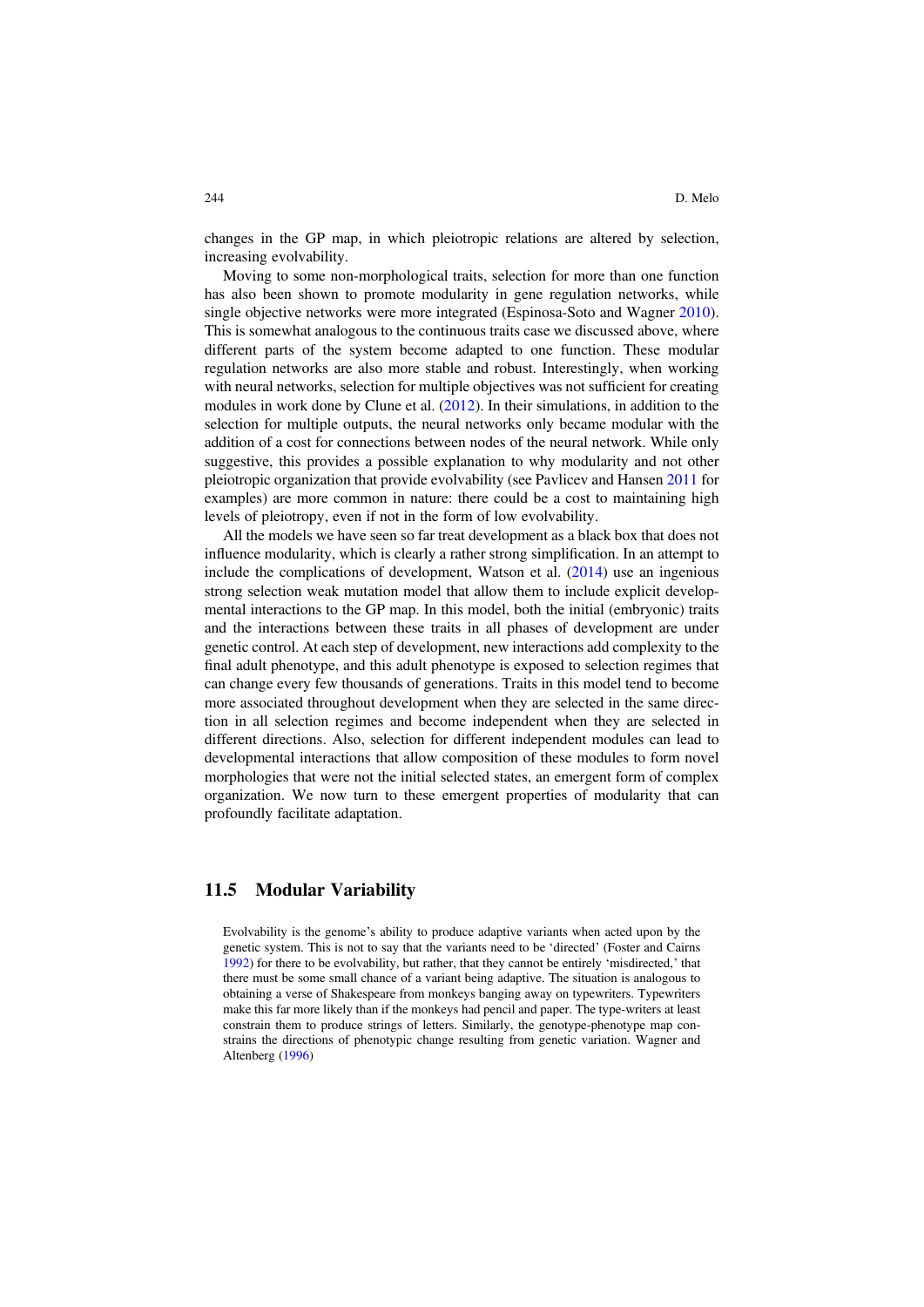changes in the GP map, in which pleiotropic relations are altered by selection, increasing evolvability.

Moving to some non-morphological traits, selection for more than one function has also been shown to promote modularity in gene regulation networks, while single objective networks were more integrated (Espinosa-Soto and Wagner 2010). This is somewhat analogous to the continuous traits case we discussed above, where different parts of the system become adapted to one function. These modular regulation networks are also more stable and robust. Interestingly, when working with neural networks, selection for multiple objectives was not sufficient for creating modules in work done by Clune et al. (2012). In their simulations, in addition to the selection for multiple outputs, the neural networks only became modular with the addition of a cost for connections between nodes of the neural network. While only suggestive, this provides a possible explanation to why modularity and not other pleiotropic organization that provide evolvability (see Pavlicev and Hansen 2011 for examples) are more common in nature: there could be a cost to maintaining high levels of pleiotropy, even if not in the form of low evolvability.

All the models we have seen so far treat development as a black box that does not influence modularity, which is clearly a rather strong simplification. In an attempt to include the complications of development, Watson et al. (2014) use an ingenious strong selection weak mutation model that allow them to include explicit developmental interactions to the GP map. In this model, both the initial (embryonic) traits and the interactions between these traits in all phases of development are under genetic control. At each step of development, new interactions add complexity to the final adult phenotype, and this adult phenotype is exposed to selection regimes that can change every few thousands of generations. Traits in this model tend to become more associated throughout development when they are selected in the same direction in all selection regimes and become independent when they are selected in different directions. Also, selection for different independent modules can lead to developmental interactions that allow composition of these modules to form novel morphologies that were not the initial selected states, an emergent form of complex organization. We now turn to these emergent properties of modularity that can profoundly facilitate adaptation.

## 11.5 Modular Variability

> Evolvability is the genome's ability to produce adaptive variants when acted upon by the genetic system. This is not to say that the variants need to be 'directed' (Foster and Cairns 1992) for there to be evolvability, but rather, that they cannot be entirely 'misdirected,' that there must be some small chance of a variant being adaptive. The situation is analogous to obtaining a verse of Shakespeare from monkeys banging away on typewriters. Typewriters make this far more likely than if the monkeys had pencil and paper. The type-writers at least constrain them to produce strings of letters. Similarly, the genotype-phenotype map constrains the directions of phenotypic change resulting from genetic variation. Wagner and Altenberg (1996)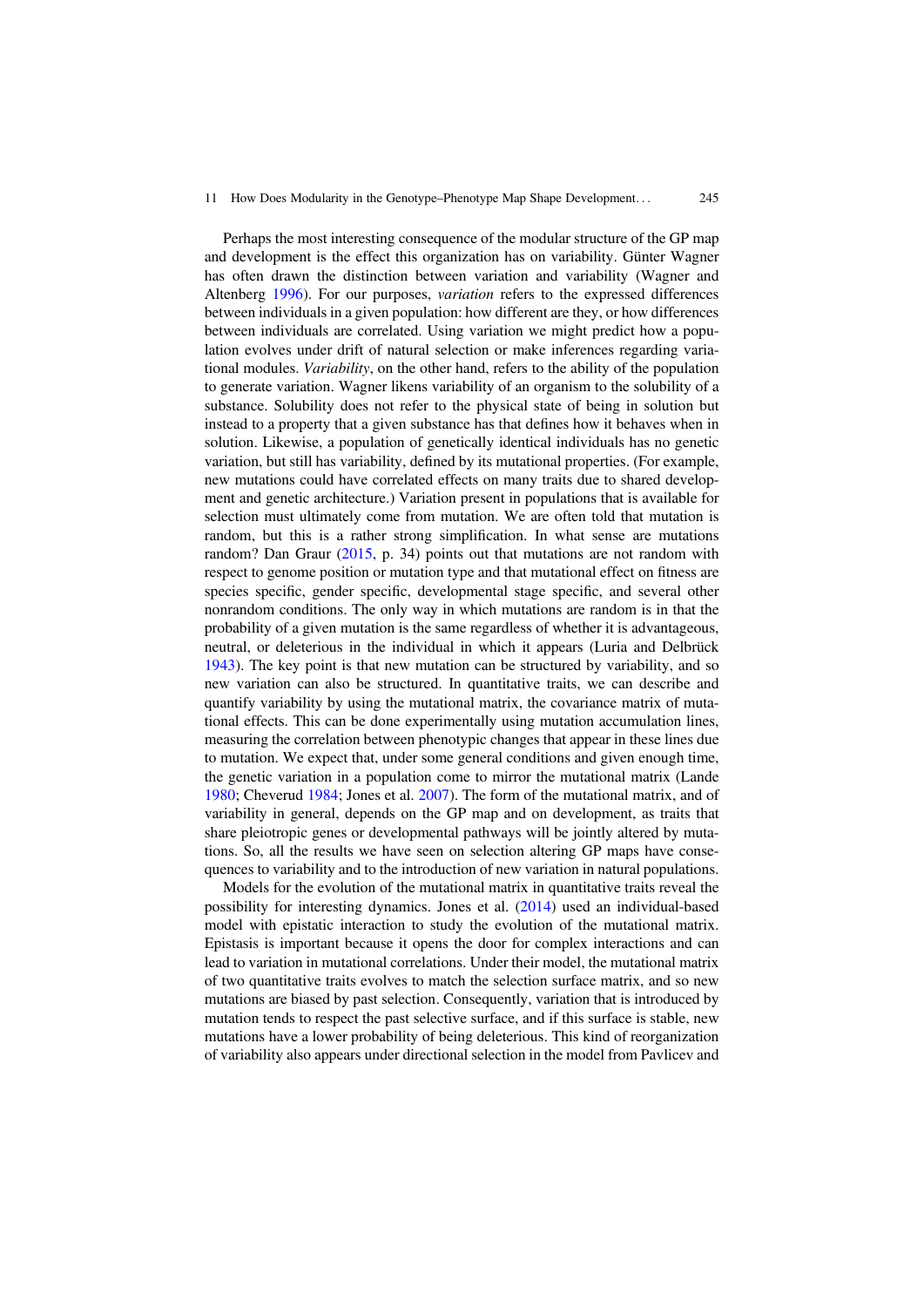Perhaps the most interesting consequence of the modular structure of the GP map and development is the effect this organization has on variability. Günter Wagner has often drawn the distinction between variation and variability (Wagner and Altenberg 1996). For our purposes, *variation* refers to the expressed differences between individuals in a given population: how different are they, or how differences between individuals are correlated. Using variation we might predict how a population evolves under drift of natural selection or make inferences regarding variational modules. *Variability*, on the other hand, refers to the ability of the population to generate variation. Wagner likens variability of an organism to the solubility of a substance. Solubility does not refer to the physical state of being in solution but instead to a property that a given substance has that defines how it behaves when in solution. Likewise, a population of genetically identical individuals has no genetic variation, but still has variability, defined by its mutational properties. (For example, new mutations could have correlated effects on many traits due to shared development and genetic architecture.) Variation present in populations that is available for selection must ultimately come from mutation. We are often told that mutation is random, but this is a rather strong simplification. In what sense are mutations random? Dan Graur (2015, p. 34) points out that mutations are not random with respect to genome position or mutation type and that mutational effect on fitness are species specific, gender specific, developmental stage specific, and several other nonrandom conditions. The only way in which mutations are random is in that the probability of a given mutation is the same regardless of whether it is advantageous, neutral, or deleterious in the individual in which it appears (Luria and Delbrück 1943). The key point is that new mutation can be structured by variability, and so new variation can also be structured. In quantitative traits, we can describe and quantify variability by using the mutational matrix, the covariance matrix of mutational effects. This can be done experimentally using mutation accumulation lines, measuring the correlation between phenotypic changes that appear in these lines due to mutation. We expect that, under some general conditions and given enough time, the genetic variation in a population come to mirror the mutational matrix (Lande 1980; Cheverud 1984; Jones et al. 2007). The form of the mutational matrix, and of variability in general, depends on the GP map and on development, as traits that share pleiotropic genes or developmental pathways will be jointly altered by mutations. So, all the results we have seen on selection altering GP maps have consequences to variability and to the introduction of new variation in natural populations.

Models for the evolution of the mutational matrix in quantitative traits reveal the possibility for interesting dynamics. Jones et al. (2014) used an individual-based model with epistatic interaction to study the evolution of the mutational matrix. Epistasis is important because it opens the door for complex interactions and can lead to variation in mutational correlations. Under their model, the mutational matrix of two quantitative traits evolves to match the selection surface matrix, and so new mutations are biased by past selection. Consequently, variation that is introduced by mutation tends to respect the past selective surface, and if this surface is stable, new mutations have a lower probability of being deleterious. This kind of reorganization of variability also appears under directional selection in the model from Pavlicev and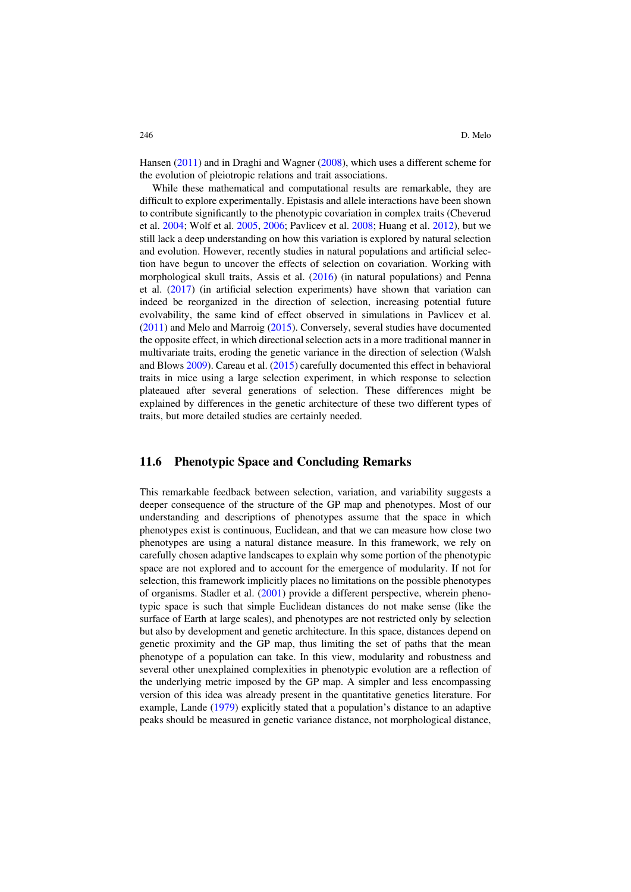Hansen (2011) and in Draghi and Wagner (2008), which uses a different scheme for the evolution of pleiotropic relations and trait associations.

While these mathematical and computational results are remarkable, they are difficult to explore experimentally. Epistasis and allele interactions have been shown to contribute significantly to the phenotypic covariation in complex traits (Cheverud et al. 2004; Wolf et al. 2005, 2006; Pavlicev et al. 2008; Huang et al. 2012), but we still lack a deep understanding on how this variation is explored by natural selection and evolution. However, recently studies in natural populations and artificial selection have begun to uncover the effects of selection on covariation. Working with morphological skull traits, Assis et al. (2016) (in natural populations) and Penna et al. (2017) (in artificial selection experiments) have shown that variation can indeed be reorganized in the direction of selection, increasing potential future evolvability, the same kind of effect observed in simulations in Pavlicev et al. (2011) and Melo and Marroig (2015). Conversely, several studies have documented the opposite effect, in which directional selection acts in a more traditional manner in multivariate traits, eroding the genetic variance in the direction of selection (Walsh and Blows 2009). Careau et al. (2015) carefully documented this effect in behavioral traits in mice using a large selection experiment, in which response to selection plateaued after several generations of selection. These differences might be explained by differences in the genetic architecture of these two different types of traits, but more detailed studies are certainly needed.

## 11.6 Phenotypic Space and Concluding Remarks

This remarkable feedback between selection, variation, and variability suggests a deeper consequence of the structure of the GP map and phenotypes. Most of our understanding and descriptions of phenotypes assume that the space in which phenotypes exist is continuous, Euclidean, and that we can measure how close two phenotypes are using a natural distance measure. In this framework, we rely on carefully chosen adaptive landscapes to explain why some portion of the phenotypic space are not explored and to account for the emergence of modularity. If not for selection, this framework implicitly places no limitations on the possible phenotypes of organisms. Stadler et al. (2001) provide a different perspective, wherein phenotypic space is such that simple Euclidean distances do not make sense (like the surface of Earth at large scales), and phenotypes are not restricted only by selection but also by development and genetic architecture. In this space, distances depend on genetic proximity and the GP map, thus limiting the set of paths that the mean phenotype of a population can take. In this view, modularity and robustness and several other unexplained complexities in phenotypic evolution are a reflection of the underlying metric imposed by the GP map. A simpler and less encompassing version of this idea was already present in the quantitative genetics literature. For example, Lande (1979) explicitly stated that a population's distance to an adaptive peaks should be measured in genetic variance distance, not morphological distance,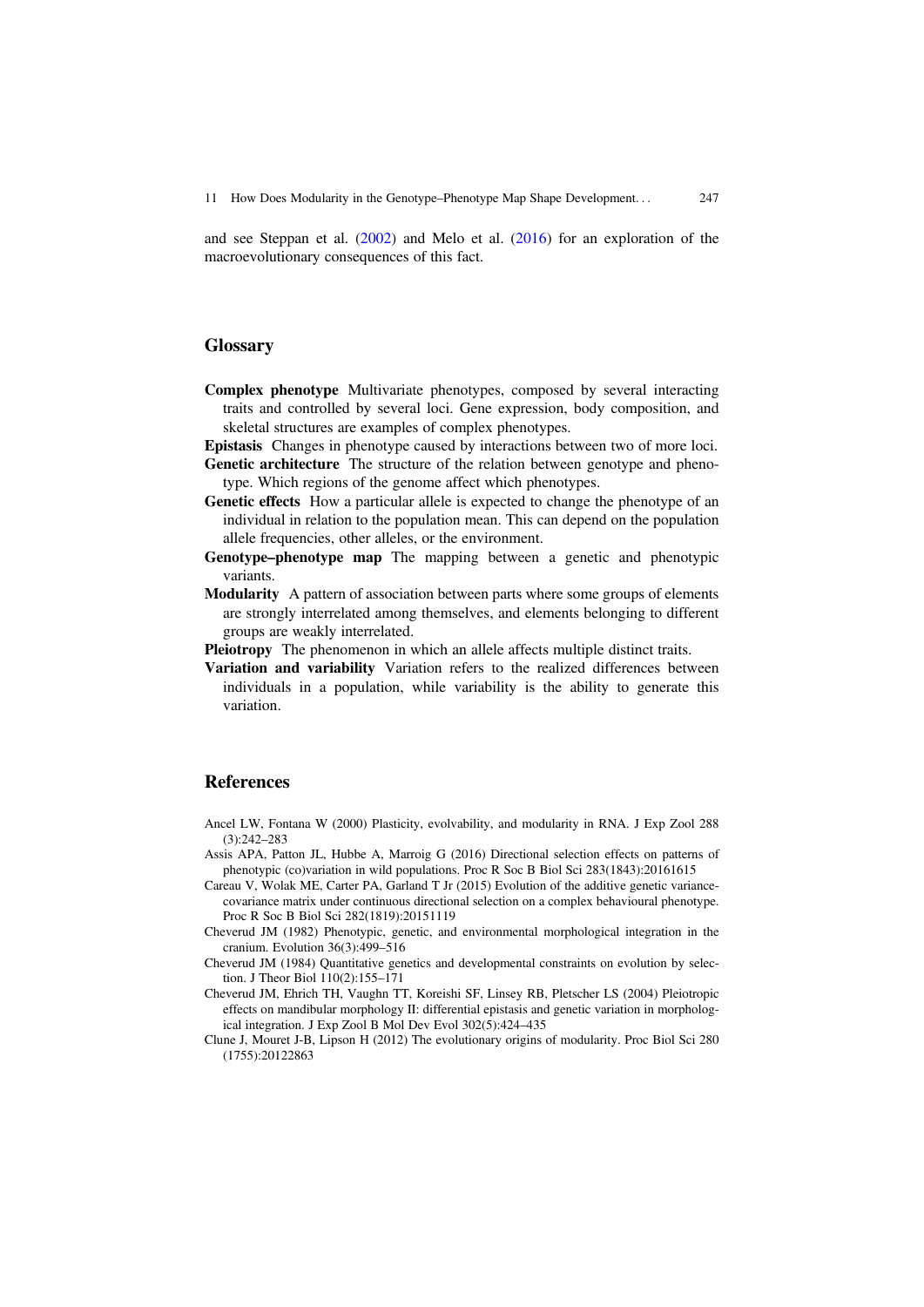and see Steppan et al. (2002) and Melo et al. (2016) for an exploration of the macroevolutionary consequences of this fact.

## Glossary

**Complex phenotype** Multivariate phenotypes, composed by several interacting traits and controlled by several loci. Gene expression, body composition, and skeletal structures are examples of complex phenotypes.

**Epistasis** Changes in phenotype caused by interactions between two of more loci.

**Genetic architecture** The structure of the relation between genotype and phenotype. Which regions of the genome affect which phenotypes.

**Genetic effects** How a particular allele is expected to change the phenotype of an individual in relation to the population mean. This can depend on the population allele frequencies, other alleles, or the environment.

**Genotype–phenotype map** The mapping between a genetic and phenotypic variants.

**Modularity** A pattern of association between parts where some groups of elements are strongly interrelated among themselves, and elements belonging to different groups are weakly interrelated.

**Pleiotropy** The phenomenon in which an allele affects multiple distinct traits.

**Variation and variability** Variation refers to the realized differences between individuals in a population, while variability is the ability to generate this variation.

## References

Ancel LW, Fontana W (2000) Plasticity, evolvability, and modularity in RNA. J Exp Zool 288 (3):242–283

Assis APA, Patton JL, Hubbe A, Marroig G (2016) Directional selection effects on patterns of phenotypic (co)variation in wild populations. Proc R Soc B Biol Sci 283(1843):20161615

Careau V, Wolak ME, Carter PA, Garland T Jr (2015) Evolution of the additive genetic variance-covariance matrix under continuous directional selection on a complex behavioural phenotype. Proc R Soc B Biol Sci 282(1819):20151119

Cheverud JM (1982) Phenotypic, genetic, and environmental morphological integration in the cranium. Evolution 36(3):499–516

Cheverud JM (1984) Quantitative genetics and developmental constraints on evolution by selection. J Theor Biol 110(2):155–171

Cheverud JM, Ehrich TH, Vaughn TT, Koreishi SF, Linsey RB, Pletscher LS (2004) Pleiotropic effects on mandibular morphology II: differential epistasis and genetic variation in morphological integration. J Exp Zool B Mol Dev Evol 302(5):424–435

Clune J, Mouret J-B, Lipson H (2012) The evolutionary origins of modularity. Proc Biol Sci 280 (1755):20122863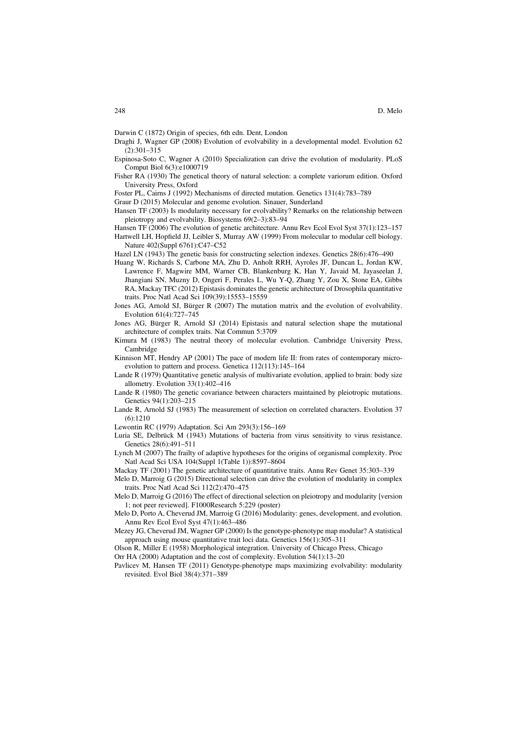Darwin C (1872) Origin of species, 6th edn. Dent, London

Draghi J, Wagner GP (2008) Evolution of evolvability in a developmental model. Evolution 62 (2):301–315

Espinosa-Soto C, Wagner A (2010) Specialization can drive the evolution of modularity. PLoS Comput Biol 6(3):e1000719

Fisher RA (1930) The genetical theory of natural selection: a complete variorum edition. Oxford University Press, Oxford

Foster PL, Cairns J (1992) Mechanisms of directed mutation. Genetics 131(4):783–789

Graur D (2015) Molecular and genome evolution. Sinauer, Sunderland

Hansen TF (2003) Is modularity necessary for evolvability? Remarks on the relationship between pleiotropy and evolvability. Biosystems 69(2–3):83–94

Hansen TF (2006) The evolution of genetic architecture. Annu Rev Ecol Evol Syst 37(1):123–157

Hartwell LH, Hopfield JJ, Leibler S, Murray AW (1999) From molecular to modular cell biology. Nature 402(Suppl 6761):C47–C52

Hazel LN (1943) The genetic basis for constructing selection indexes. Genetics 28(6):476–490

Huang W, Richards S, Carbone MA, Zhu D, Anholt RRH, Ayroles JF, Duncan L, Jordan KW, Lawrence F, Magwire MM, Warner CB, Blankenburg K, Han Y, Javaid M, Jayaseelan J, Jhangiani SN, Muzny D, Ongeri F, Perales L, Wu Y-Q, Zhang Y, Zou X, Stone EA, Gibbs RA, Mackay TFC (2012) Epistasis dominates the genetic architecture of Drosophila quantitative traits. Proc Natl Acad Sci 109(39):15553–15559

Jones AG, Arnold SJ, Bürger R (2007) The mutation matrix and the evolution of evolvability. Evolution 61(4):727–745

Jones AG, Bürger R, Arnold SJ (2014) Epistasis and natural selection shape the mutational architecture of complex traits. Nat Commun 5:3709

Kimura M (1983) The neutral theory of molecular evolution. Cambridge University Press, Cambridge

Kinnison MT, Hendry AP (2001) The pace of modern life II: from rates of contemporary microevolution to pattern and process. Genetica 112(113):145–164

Lande R (1979) Quantitative genetic analysis of multivariate evolution, applied to brain: body size allometry. Evolution 33(1):402–416

Lande R (1980) The genetic covariance between characters maintained by pleiotropic mutations. Genetics 94(1):203–215

Lande R, Arnold SJ (1983) The measurement of selection on correlated characters. Evolution 37 (6):1210

Lewontin RC (1979) Adaptation. Sci Am 293(3):156–169

Luria SE, Delbrück M (1943) Mutations of bacteria from virus sensitivity to virus resistance. Genetics 28(6):491–511

Lynch M (2007) The frailty of adaptive hypotheses for the origins of organismal complexity. Proc Natl Acad Sci USA 104(Suppl 1(Table 1)):8597–8604

Mackay TF (2001) The genetic architecture of quantitative traits. Annu Rev Genet 35:303–339

Melo D, Marroig G (2015) Directional selection can drive the evolution of modularity in complex traits. Proc Natl Acad Sci 112(2):470–475

Melo D, Marroig G (2016) The effect of directional selection on pleiotropy and modularity [version 1; not peer reviewed]. F1000Research 5:229 (poster)

Melo D, Porto A, Cheverud JM, Marroig G (2016) Modularity: genes, development, and evolution. Annu Rev Ecol Evol Syst 47(1):463–486

Mezey JG, Cheverud JM, Wagner GP (2000) Is the genotype-phenotype map modular? A statistical approach using mouse quantitative trait loci data. Genetics 156(1):305–311

Olson R, Miller E (1958) Morphological integration. University of Chicago Press, Chicago

Orr HA (2000) Adaptation and the cost of complexity. Evolution 54(1):13–20

Pavlicev M, Hansen TF (2011) Genotype-phenotype maps maximizing evolvability: modularity revisited. Evol Biol 38(4):371–389